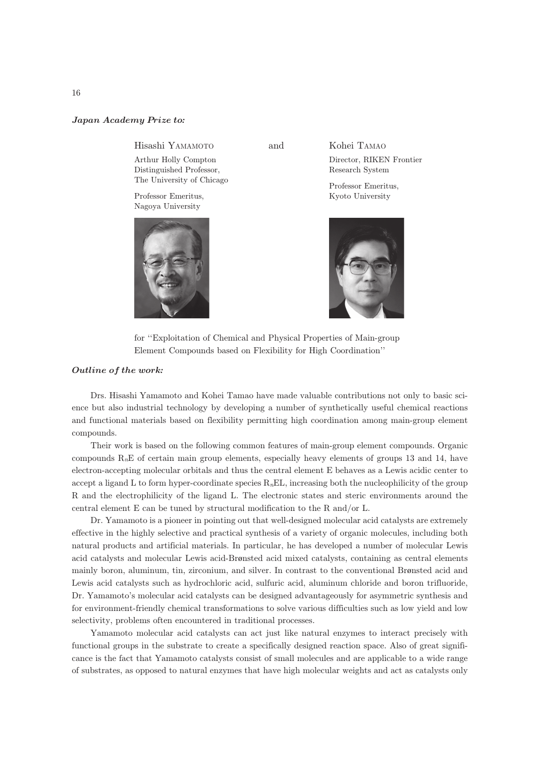***Japan Academy Prize to:***

Hisashi YAMAMOTO

Arthur Holly Compton Distinguished Professor, The University of Chicago

Professor Emeritus, Nagoya University

and

Kohei TAMAO

Director, RIKEN Frontier Research System

Professor Emeritus, Kyoto University

for "Exploitation of Chemical and Physical Properties of Main-group Element Compounds based on Flexibility for High Coordination"

***Outline of the work:***

Drs. Hisashi Yamamoto and Kohei Tamao have made valuable contributions not only to basic science but also industrial technology by developing a number of synthetically useful chemical reactions and functional materials based on flexibility permitting high coordination among main-group element compounds.

Their work is based on the following common features of main-group element compounds. Organic compounds $R_nE$ of certain main group elements, especially heavy elements of groups 13 and 14, have electron-accepting molecular orbitals and thus the central element E behaves as a Lewis acidic center to accept a ligand L to form hyper-coordinate species $R_nEL$, increasing both the nucleophilicity of the group R and the electrophilicity of the ligand L. The electronic states and steric environments around the central element E can be tuned by structural modification to the R and/or L.

Dr. Yamamoto is a pioneer in pointing out that well-designed molecular acid catalysts are extremely effective in the highly selective and practical synthesis of a variety of organic molecules, including both natural products and artificial materials. In particular, he has developed a number of molecular Lewis acid catalysts and molecular Lewis acid-Brønsted acid mixed catalysts, containing as central elements mainly boron, aluminum, tin, zirconium, and silver. In contrast to the conventional Brønsted acid and Lewis acid catalysts such as hydrochloric acid, sulfuric acid, aluminum chloride and boron trifluoride, Dr. Yamamoto's molecular acid catalysts can be designed advantageously for asymmetric synthesis and for environment-friendly chemical transformations to solve various difficulties such as low yield and low selectivity, problems often encountered in traditional processes.

Yamamoto molecular acid catalysts can act just like natural enzymes to interact precisely with functional groups in the substrate to create a specifically designed reaction space. Also of great significance is the fact that Yamamoto catalysts consist of small molecules and are applicable to a wide range of substrates, as opposed to natural enzymes that have high molecular weights and act as catalysts only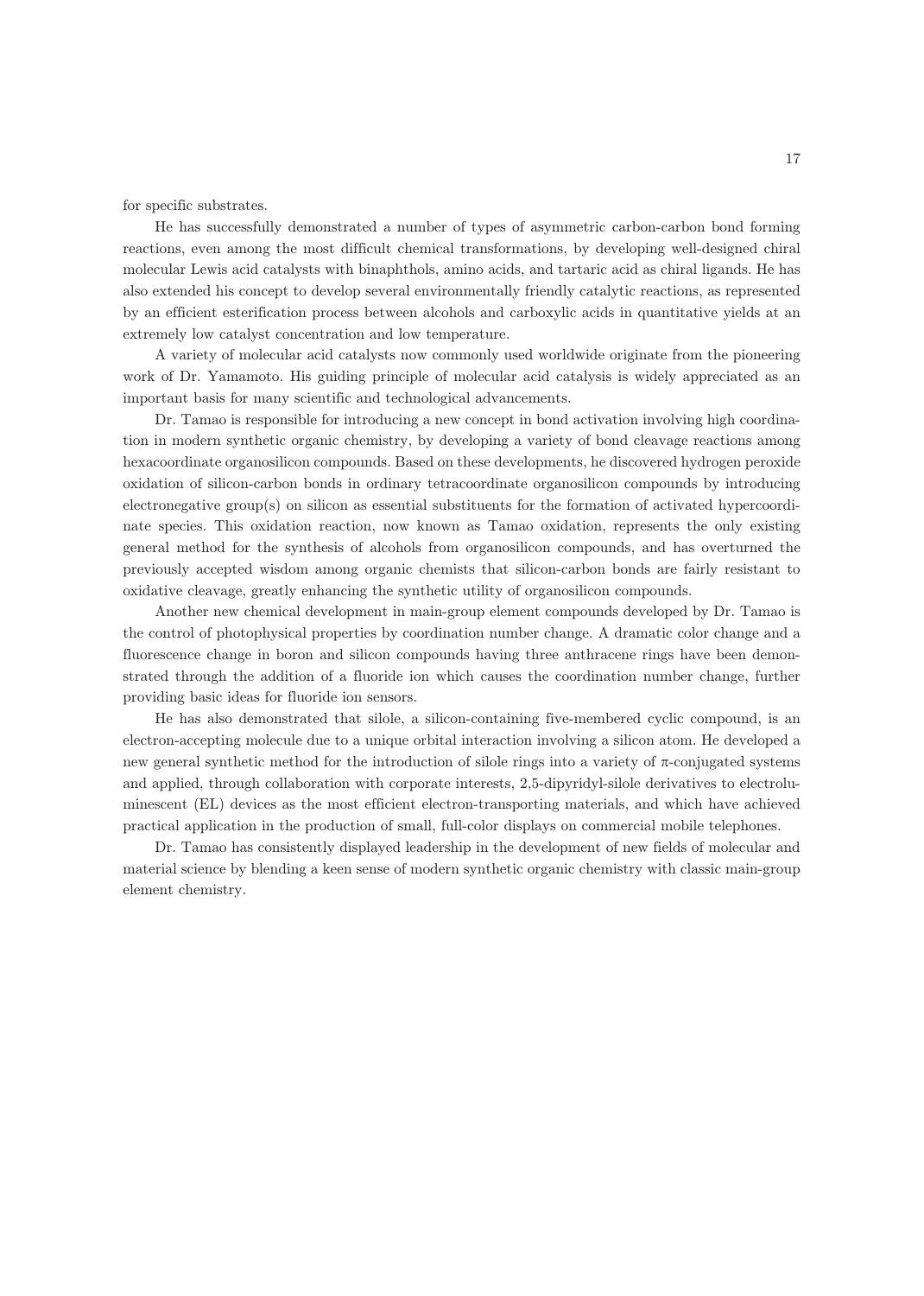for specific substrates.

He has successfully demonstrated a number of types of asymmetric carbon-carbon bond forming reactions, even among the most difficult chemical transformations, by developing well-designed chiral molecular Lewis acid catalysts with binaphthols, amino acids, and tartaric acid as chiral ligands. He has also extended his concept to develop several environmentally friendly catalytic reactions, as represented by an efficient esterification process between alcohols and carboxylic acids in quantitative yields at an extremely low catalyst concentration and low temperature.

A variety of molecular acid catalysts now commonly used worldwide originate from the pioneering work of Dr. Yamamoto. His guiding principle of molecular acid catalysis is widely appreciated as an important basis for many scientific and technological advancements.

Dr. Tamao is responsible for introducing a new concept in bond activation involving high coordination in modern synthetic organic chemistry, by developing a variety of bond cleavage reactions among hexacoordinate organosilicon compounds. Based on these developments, he discovered hydrogen peroxide oxidation of silicon-carbon bonds in ordinary tetracoordinate organosilicon compounds by introducing electronegative group(s) on silicon as essential substituents for the formation of activated hypercoordinate species. This oxidation reaction, now known as Tamao oxidation, represents the only existing general method for the synthesis of alcohols from organosilicon compounds, and has overturned the previously accepted wisdom among organic chemists that silicon-carbon bonds are fairly resistant to oxidative cleavage, greatly enhancing the synthetic utility of organosilicon compounds.

Another new chemical development in main-group element compounds developed by Dr. Tamao is the control of photophysical properties by coordination number change. A dramatic color change and a fluorescence change in boron and silicon compounds having three anthracene rings have been demonstrated through the addition of a fluoride ion which causes the coordination number change, further providing basic ideas for fluoride ion sensors.

He has also demonstrated that silole, a silicon-containing five-membered cyclic compound, is an electron-accepting molecule due to a unique orbital interaction involving a silicon atom. He developed a new general synthetic method for the introduction of silole rings into a variety of $\pi$-conjugated systems and applied, through collaboration with corporate interests, 2,5-dipyridyl-silole derivatives to electroluminescent (EL) devices as the most efficient electron-transporting materials, and which have achieved practical application in the production of small, full-color displays on commercial mobile telephones.

Dr. Tamao has consistently displayed leadership in the development of new fields of molecular and material science by blending a keen sense of modern synthetic organic chemistry with classic main-group element chemistry.